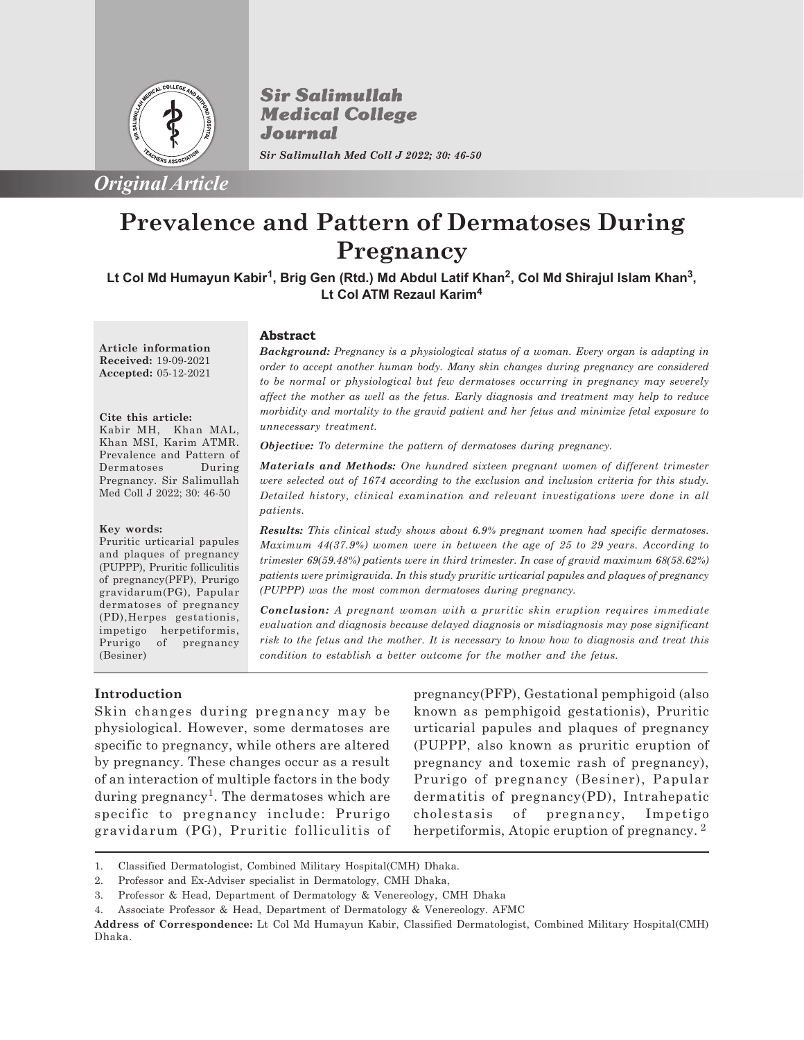*Original Article*

# Prevalence and Pattern of Dermatoses During Pregnancy

**Lt Col Md Humayun Kabir[1], Brig Gen (Rtd.) Md Abdul Latif Khan[2], Col Md Shirajul Islam Khan[3], Lt Col ATM Rezaul Karim[4]**

**Article information**
**Received:** 19-09-2021
**Accepted:** 05-12-2021

**Cite this article:**
Kabir MH, Khan MAL, Khan MSI, Karim ATMR. Prevalence and Pattern of Dermatoses During Pregnancy. Sir Salimullah Med Coll J 2022; 30: 46-50

**Key words:**
Pruritic urticarial papules and plaques of pregnancy (PUPPP), Pruritic folliculitis of pregnancy(PFP), Prurigo gravidarum(PG), Papular dermatoses of pregnancy (PD),Herpes gestationis, impetigo herpetiformis, Prurigo of pregnancy (Besiner)

## Abstract

***Background:*** *Pregnancy is a physiological status of a woman. Every organ is adapting in order to accept another human body. Many skin changes during pregnancy are considered to be normal or physiological but few dermatoses occurring in pregnancy may severely affect the mother as well as the fetus. Early diagnosis and treatment may help to reduce morbidity and mortality to the gravid patient and her fetus and minimize fetal exposure to unnecessary treatment.*

***Objective:*** *To determine the pattern of dermatoses during pregnancy.*

***Materials and Methods:*** *One hundred sixteen pregnant women of different trimester were selected out of 1674 according to the exclusion and inclusion criteria for this study. Detailed history, clinical examination and relevant investigations were done in all patients.*

***Results:*** *This clinical study shows about 6.9% pregnant women had specific dermatoses. Maximum 44(37.9%) women were in between the age of 25 to 29 years. According to trimester 69(59.48%) patients were in third trimester. In case of gravid maximum 68(58.62%) patients were primigravida. In this study pruritic urticarial papules and plaques of pregnancy (PUPPP) was the most common dermatoses during pregnancy.*

***Conclusion:*** *A pregnant woman with a pruritic skin eruption requires immediate evaluation and diagnosis because delayed diagnosis or misdiagnosis may pose significant risk to the fetus and the mother. It is necessary to know how to diagnosis and treat this condition to establish a better outcome for the mother and the fetus.*

## Introduction

Skin changes during pregnancy may be physiological. However, some dermatoses are specific to pregnancy, while others are altered by pregnancy. These changes occur as a result of an interaction of multiple factors in the body during pregnancy[1]. The dermatoses which are specific to pregnancy include: Prurigo gravidarum (PG), Pruritic folliculitis of pregnancy(PFP), Gestational pemphigoid (also known as pemphigoid gestationis), Pruritic urticarial papules and plaques of pregnancy (PUPPP, also known as pruritic eruption of pregnancy and toxemic rash of pregnancy), Prurigo of pregnancy (Besiner), Papular dermatitis of pregnancy(PD), Intrahepatic cholestasis of pregnancy, Impetigo herpetiformis, Atopic eruption of pregnancy. [2]

1. Classified Dermatologist, Combined Military Hospital(CMH) Dhaka.
2. Professor and Ex-Adviser specialist in Dermatology, CMH Dhaka,
3. Professor & Head, Department of Dermatology & Venereology, CMH Dhaka
4. Associate Professor & Head, Department of Dermatology & Venereology. AFMC

**Address of Correspondence:** Lt Col Md Humayun Kabir, Classified Dermatologist, Combined Military Hospital(CMH) Dhaka.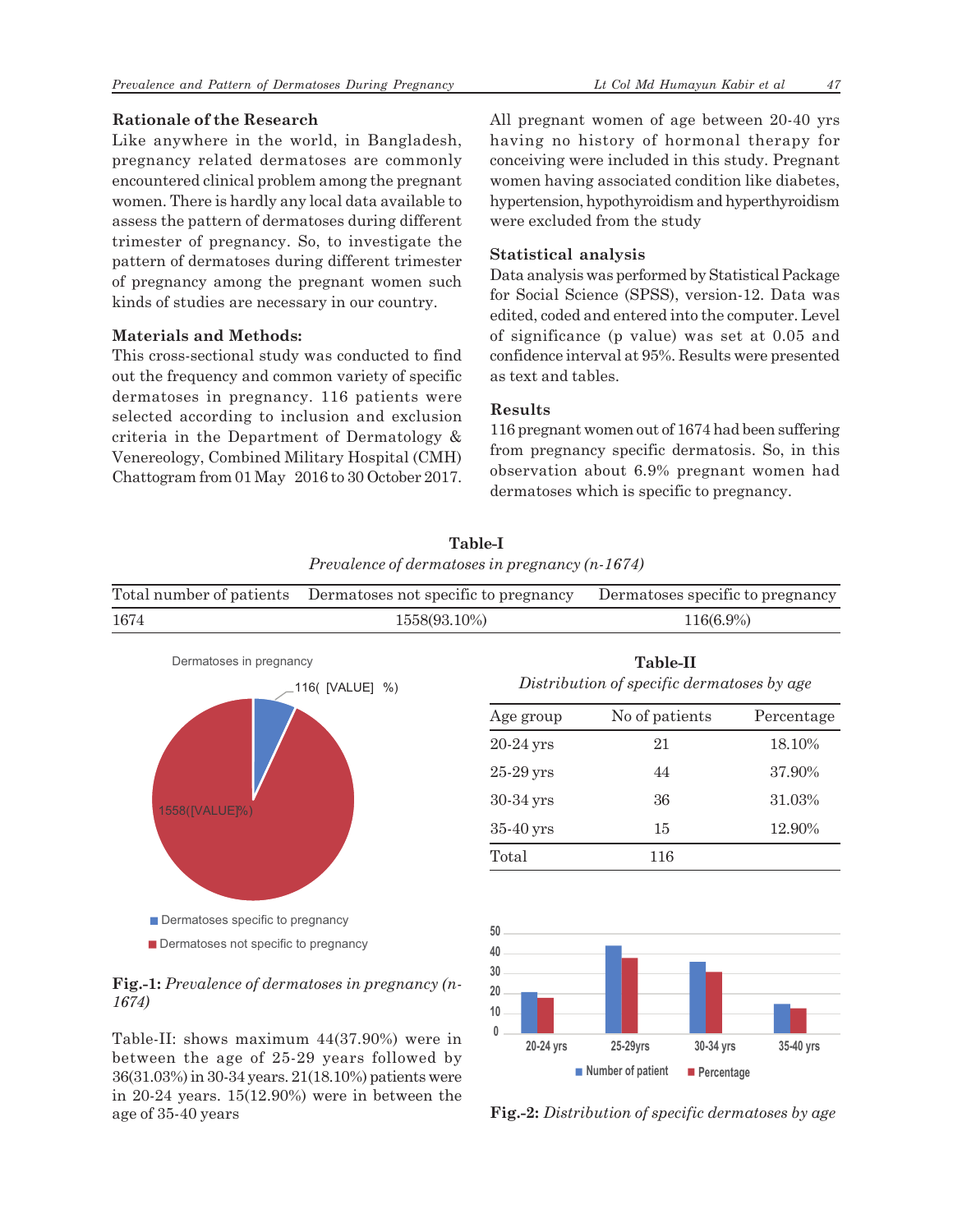### Rationale of the Research

Like anywhere in the world, in Bangladesh, pregnancy related dermatoses are commonly encountered clinical problem among the pregnant women. There is hardly any local data available to assess the pattern of dermatoses during different trimester of pregnancy. So, to investigate the pattern of dermatoses during different trimester of pregnancy among the pregnant women such kinds of studies are necessary in our country.

### Materials and Methods:

This cross-sectional study was conducted to find out the frequency and common variety of specific dermatoses in pregnancy. 116 patients were selected according to inclusion and exclusion criteria in the Department of Dermatology & Venereology, Combined Military Hospital (CMH) Chattogram from 01 May 2016 to 30 October 2017. All pregnant women of age between 20-40 yrs having no history of hormonal therapy for conceiving were included in this study. Pregnant women having associated condition like diabetes, hypertension, hypothyroidism and hyperthyroidism were excluded from the study

### Statistical analysis

Data analysis was performed by Statistical Package for Social Science (SPSS), version-12. Data was edited, coded and entered into the computer. Level of significance (p value) was set at 0.05 and confidence interval at 95%. Results were presented as text and tables.

### Results

116 pregnant women out of 1674 had been suffering from pregnancy specific dermatosis. So, in this observation about 6.9% pregnant women had dermatoses which is specific to pregnancy.

**Table-I**

*Prevalence of dermatoses in pregnancy (n-1674)*

| Total number of patients | Dermatoses not specific to pregnancy | Dermatoses specific to pregnancy |
|---|---|---|
| 1674 | 1558(93.10%) | 116(6.9%) |

Dermatoses in pregnancy

116( [VALUE] %)

1558([VALUE]%)

■ Dermatoses specific to pregnancy

■ Dermatoses not specific to pregnancy

**Fig.-1:** *Prevalence of dermatoses in pregnancy (n-1674)*

Table-II: shows maximum 44(37.90%) were in between the age of 25-29 years followed by 36(31.03%) in 30-34 years. 21(18.10%) patients were in 20-24 years. 15(12.90%) were in between the age of 35-40 years

**Table-II**

*Distribution of specific dermatoses by age*

| Age group | No of patients | Percentage |
|---|---|---|
| 20-24 yrs | 21 | 18.10% |
| 25-29 yrs | 44 | 37.90% |
| 30-34 yrs | 36 | 31.03% |
| 35-40 yrs | 15 | 12.90% |
| Total | 116 | |

■ Number of patient ■ Percentage

**Fig.-2:** *Distribution of specific dermatoses by age*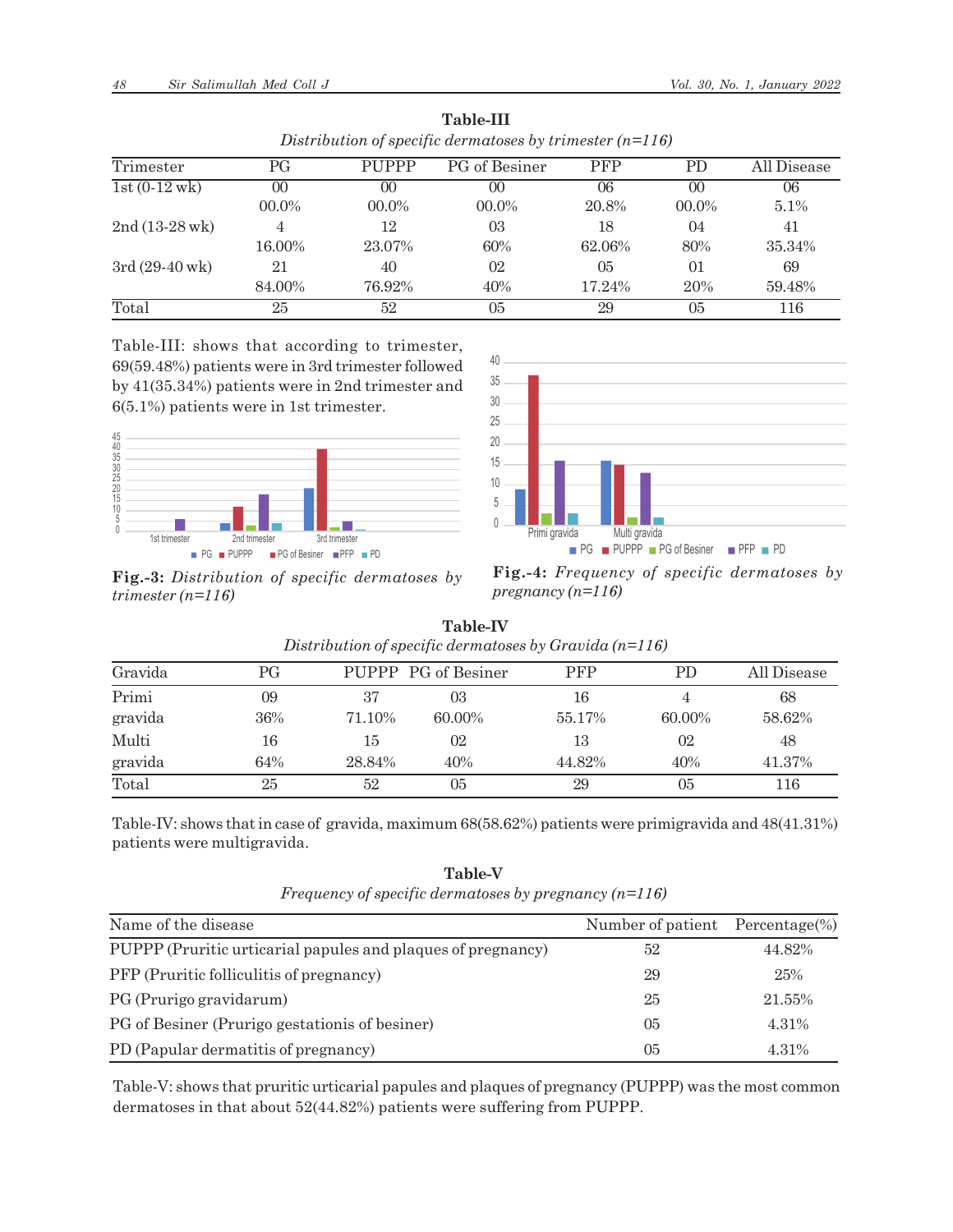**Table-III**

*Distribution of specific dermatoses by trimester (n=116)*

| Trimester | PG | PUPPP | PG of Besiner | PFP | PD | All Disease |
|---|---|---|---|---|---|---|
| 1st (0-12 wk) | 00 | 00 | 00 | 06 | 00 | 06 |
| | 00.0% | 00.0% | 00.0% | 20.8% | 00.0% | 5.1% |
| 2nd (13-28 wk) | 4 | 12 | 03 | 18 | 04 | 41 |
| | 16.00% | 23.07% | 60% | 62.06% | 80% | 35.34% |
| 3rd (29-40 wk) | 21 | 40 | 02 | 05 | 01 | 69 |
| | 84.00% | 76.92% | 40% | 17.24% | 20% | 59.48% |
| Total | 25 | 52 | 05 | 29 | 05 | 116 |

Table-III: shows that according to trimester, 69(59.48%) patients were in 3rd trimester followed by 41(35.34%) patients were in 2nd trimester and 6(5.1%) patients were in 1st trimester.

**Fig.-3:** *Distribution of specific dermatoses by trimester (n=116)*

**Fig.-4:** *Frequency of specific dermatoses by pregnancy (n=116)*

**Table-IV**

*Distribution of specific dermatoses by Gravida (n=116)*

| Gravida | PG | PUPPP | PG of Besiner | PFP | PD | All Disease |
|---|---|---|---|---|---|---|
| Primi | 09 | 37 | 03 | 16 | 4 | 68 |
| gravida | 36% | 71.10% | 60.00% | 55.17% | 60.00% | 58.62% |
| Multi | 16 | 15 | 02 | 13 | 02 | 48 |
| gravida | 64% | 28.84% | 40% | 44.82% | 40% | 41.37% |
| Total | 25 | 52 | 05 | 29 | 05 | 116 |

Table-IV: shows that in case of gravida, maximum 68(58.62%) patients were primigravida and 48(41.31%) patients were multigravida.

**Table-V**

*Frequency of specific dermatoses by pregnancy (n=116)*

| Name of the disease | Number of patient | Percentage(%) |
|---|---|---|
| PUPPP (Pruritic urticarial papules and plaques of pregnancy) | 52 | 44.82% |
| PFP (Pruritic folliculitis of pregnancy) | 29 | 25% |
| PG (Prurigo gravidarum) | 25 | 21.55% |
| PG of Besiner (Prurigo gestationis of besiner) | 05 | 4.31% |
| PD (Papular dermatitis of pregnancy) | 05 | 4.31% |

Table-V: shows that pruritic urticarial papules and plaques of pregnancy (PUPPP) was the most common dermatoses in that about 52(44.82%) patients were suffering from PUPPP.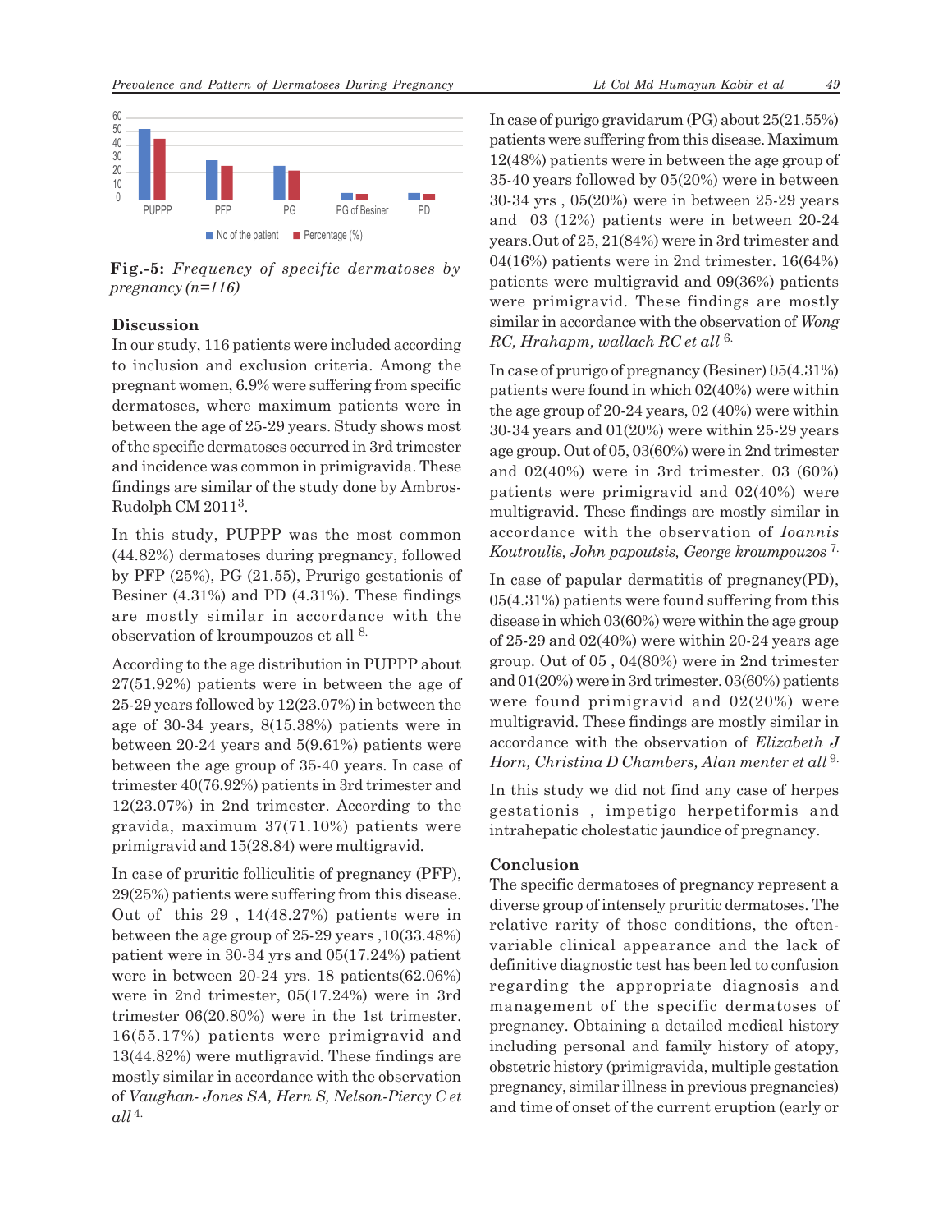**Fig.-5:** *Frequency of specific dermatoses by pregnancy (n=116)*

## Discussion

In our study, 116 patients were included according to inclusion and exclusion criteria. Among the pregnant women, 6.9% were suffering from specific dermatoses, where maximum patients were in between the age of 25-29 years. Study shows most of the specific dermatoses occurred in 3rd trimester and incidence was common in primigravida. These findings are similar of the study done by Ambros-Rudolph CM 2011[3].

In this study, PUPPP was the most common (44.82%) dermatoses during pregnancy, followed by PFP (25%), PG (21.55), Prurigo gestationis of Besiner (4.31%) and PD (4.31%). These findings are mostly similar in accordance with the observation of kroumpouzos et all [8].

According to the age distribution in PUPPP about 27(51.92%) patients were in between the age of 25-29 years followed by 12(23.07%) in between the age of 30-34 years, 8(15.38%) patients were in between 20-24 years and 5(9.61%) patients were between the age group of 35-40 years. In case of trimester 40(76.92%) patients in 3rd trimester and 12(23.07%) in 2nd trimester. According to the gravida, maximum 37(71.10%) patients were primigravid and 15(28.84) were multigravid.

In case of pruritic folliculitis of pregnancy (PFP), 29(25%) patients were suffering from this disease. Out of this 29 , 14(48.27%) patients were in between the age group of 25-29 years ,10(33.48%) patient were in 30-34 yrs and 05(17.24%) patient were in between 20-24 yrs. 18 patients(62.06%) were in 2nd trimester, 05(17.24%) were in 3rd trimester 06(20.80%) were in the 1st trimester. 16(55.17%) patients were primigravid and 13(44.82%) were mutligravid. These findings are mostly similar in accordance with the observation of *Vaughan- Jones SA, Hern S, Nelson-Piercy C et all* [4].

In case of purigo gravidarum (PG) about 25(21.55%) patients were suffering from this disease. Maximum 12(48%) patients were in between the age group of 35-40 years followed by 05(20%) were in between 30-34 yrs , 05(20%) were in between 25-29 years and 03 (12%) patients were in between 20-24 years.Out of 25, 21(84%) were in 3rd trimester and 04(16%) patients were in 2nd trimester. 16(64%) patients were multigravid and 09(36%) patients were primigravid. These findings are mostly similar in accordance with the observation of *Wong RC, Hrahapm, wallach RC et all* [6].

In case of prurigo of pregnancy (Besiner) 05(4.31%) patients were found in which 02(40%) were within the age group of 20-24 years, 02 (40%) were within 30-34 years and 01(20%) were within 25-29 years age group. Out of 05, 03(60%) were in 2nd trimester and 02(40%) were in 3rd trimester. 03 (60%) patients were primigravid and 02(40%) were multigravid. These findings are mostly similar in accordance with the observation of *Ioannis Koutroulis, John papoutsis, George kroumpouzos* [7].

In case of papular dermatitis of pregnancy(PD), 05(4.31%) patients were found suffering from this disease in which 03(60%) were within the age group of 25-29 and 02(40%) were within 20-24 years age group. Out of 05 , 04(80%) were in 2nd trimester and 01(20%) were in 3rd trimester. 03(60%) patients were found primigravid and 02(20%) were multigravid. These findings are mostly similar in accordance with the observation of *Elizabeth J Horn, Christina D Chambers, Alan menter et all* [9].

In this study we did not find any case of herpes gestationis , impetigo herpetiformis and intrahepatic cholestatic jaundice of pregnancy.

## Conclusion

The specific dermatoses of pregnancy represent a diverse group of intensely pruritic dermatoses. The relative rarity of those conditions, the often-variable clinical appearance and the lack of definitive diagnostic test has been led to confusion regarding the appropriate diagnosis and management of the specific dermatoses of pregnancy. Obtaining a detailed medical history including personal and family history of atopy, obstetric history (primigravida, multiple gestation pregnancy, similar illness in previous pregnancies) and time of onset of the current eruption (early or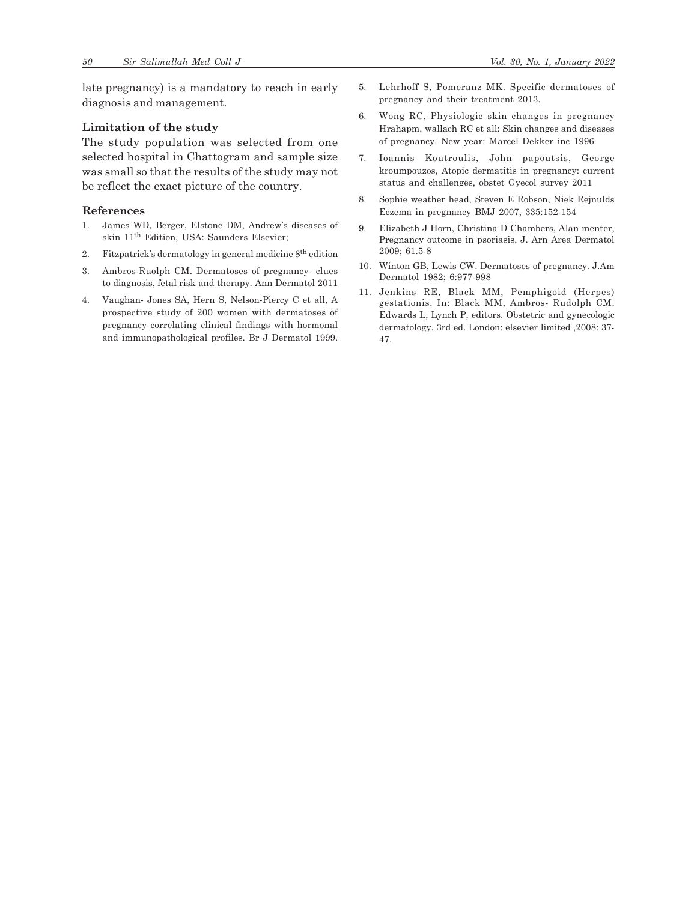late pregnancy) is a mandatory to reach in early diagnosis and management.

### Limitation of the study

The study population was selected from one selected hospital in Chattogram and sample size was small so that the results of the study may not be reflect the exact picture of the country.

### References

1. James WD, Berger, Elstone DM, Andrew's diseases of skin 11th Edition, USA: Saunders Elsevier;
2. Fitzpatrick's dermatology in general medicine 8th edition
3. Ambros-Ruolph CM. Dermatoses of pregnancy- clues to diagnosis, fetal risk and therapy. Ann Dermatol 2011
4. Vaughan- Jones SA, Hern S, Nelson-Piercy C et all, A prospective study of 200 women with dermatoses of pregnancy correlating clinical findings with hormonal and immunopathological profiles. Br J Dermatol 1999.
5. Lehrhoff S, Pomeranz MK. Specific dermatoses of pregnancy and their treatment 2013.
6. Wong RC, Physiologic skin changes in pregnancy Hrahapm, wallach RC et all: Skin changes and diseases of pregnancy. New year: Marcel Dekker inc 1996
7. Ioannis Koutroulis, John papoutsis, George kroumpouzos, Atopic dermatitis in pregnancy: current status and challenges, obstet Gyecol survey 2011
8. Sophie weather head, Steven E Robson, Niek Rejnulds Eczema in pregnancy BMJ 2007, 335:152-154
9. Elizabeth J Horn, Christina D Chambers, Alan menter, Pregnancy outcome in psoriasis, J. Arn Area Dermatol 2009; 61.5-8
10. Winton GB, Lewis CW. Dermatoses of pregnancy. J.Am Dermatol 1982; 6:977-998
11. Jenkins RE, Black MM, Pemphigoid (Herpes) gestationis. In: Black MM, Ambros- Rudolph CM. Edwards L, Lynch P, editors. Obstetric and gynecologic dermatology. 3rd ed. London: elsevier limited ,2008: 37-47.